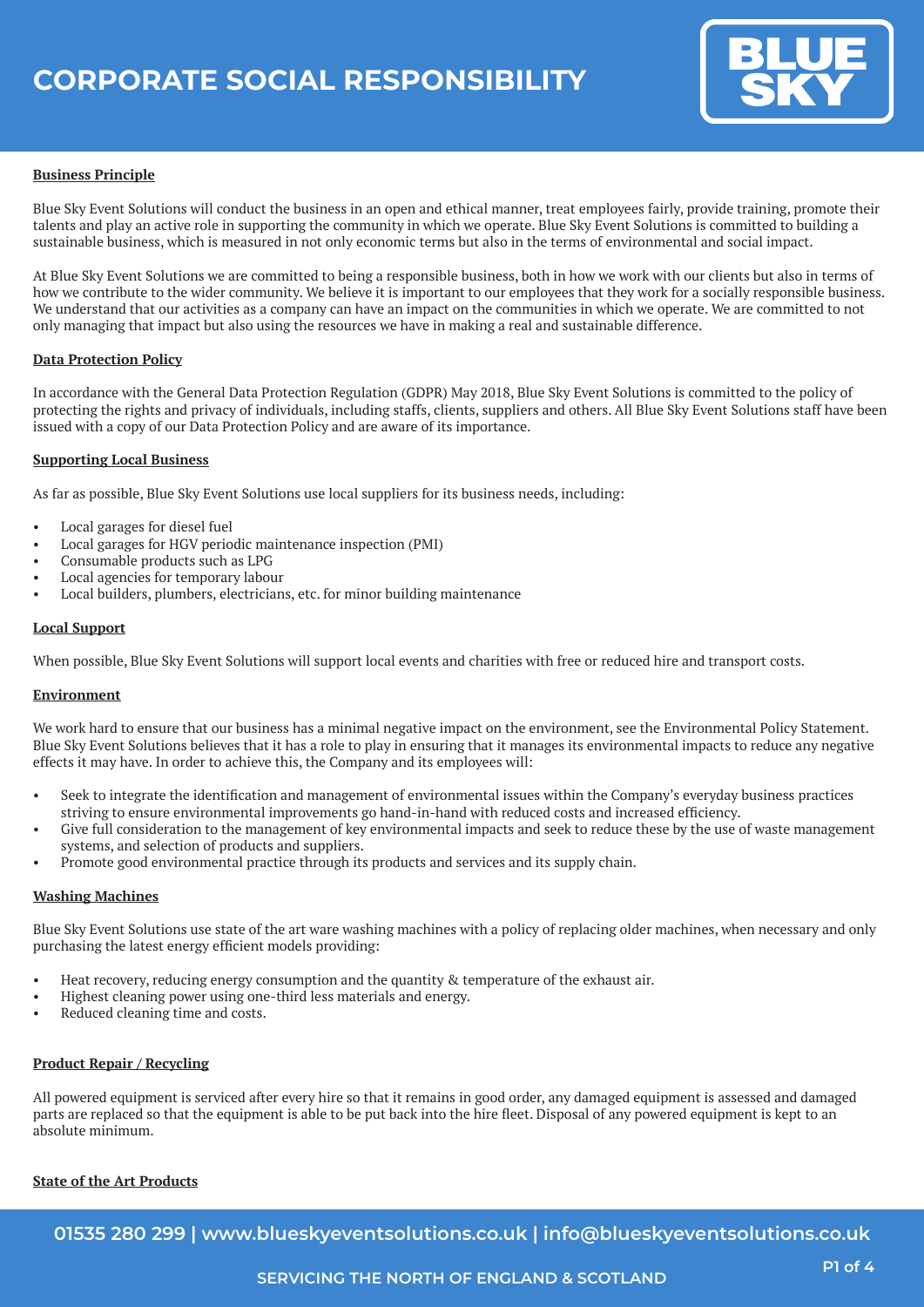# CORPORATE SOCIAL RESPONSIBILITY

BLUE SKY

## Business Principle

Blue Sky Event Solutions will conduct the business in an open and ethical manner, treat employees fairly, provide training, promote their talents and play an active role in supporting the community in which we operate. Blue Sky Event Solutions is committed to building a sustainable business, which is measured in not only economic terms but also in the terms of environmental and social impact.

At Blue Sky Event Solutions we are committed to being a responsible business, both in how we work with our clients but also in terms of how we contribute to the wider community. We believe it is important to our employees that they work for a socially responsible business. We understand that our activities as a company can have an impact on the communities in which we operate. We are committed to not only managing that impact but also using the resources we have in making a real and sustainable difference.

## Data Protection Policy

In accordance with the General Data Protection Regulation (GDPR) May 2018, Blue Sky Event Solutions is committed to the policy of protecting the rights and privacy of individuals, including staffs, clients, suppliers and others. All Blue Sky Event Solutions staff have been issued with a copy of our Data Protection Policy and are aware of its importance.

## Supporting Local Business

As far as possible, Blue Sky Event Solutions use local suppliers for its business needs, including:

- Local garages for diesel fuel
- Local garages for HGV periodic maintenance inspection (PMI)
- Consumable products such as LPG
- Local agencies for temporary labour
- Local builders, plumbers, electricians, etc. for minor building maintenance

## Local Support

When possible, Blue Sky Event Solutions will support local events and charities with free or reduced hire and transport costs.

## Environment

We work hard to ensure that our business has a minimal negative impact on the environment, see the Environmental Policy Statement. Blue Sky Event Solutions believes that it has a role to play in ensuring that it manages its environmental impacts to reduce any negative effects it may have. In order to achieve this, the Company and its employees will:

- Seek to integrate the identification and management of environmental issues within the Company's everyday business practices striving to ensure environmental improvements go hand-in-hand with reduced costs and increased efficiency.
- Give full consideration to the management of key environmental impacts and seek to reduce these by the use of waste management systems, and selection of products and suppliers.
- Promote good environmental practice through its products and services and its supply chain.

## Washing Machines

Blue Sky Event Solutions use state of the art ware washing machines with a policy of replacing older machines, when necessary and only purchasing the latest energy efficient models providing:

- Heat recovery, reducing energy consumption and the quantity & temperature of the exhaust air.
- Highest cleaning power using one-third less materials and energy.
- Reduced cleaning time and costs.

## Product Repair / Recycling

All powered equipment is serviced after every hire so that it remains in good order, any damaged equipment is assessed and damaged parts are replaced so that the equipment is able to be put back into the hire fleet. Disposal of any powered equipment is kept to an absolute minimum.

## State of the Art Products

01535 280 299 | www.blueskyeventsolutions.co.uk | info@blueskyeventsolutions.co.uk

SERVICING THE NORTH OF ENGLAND & SCOTLAND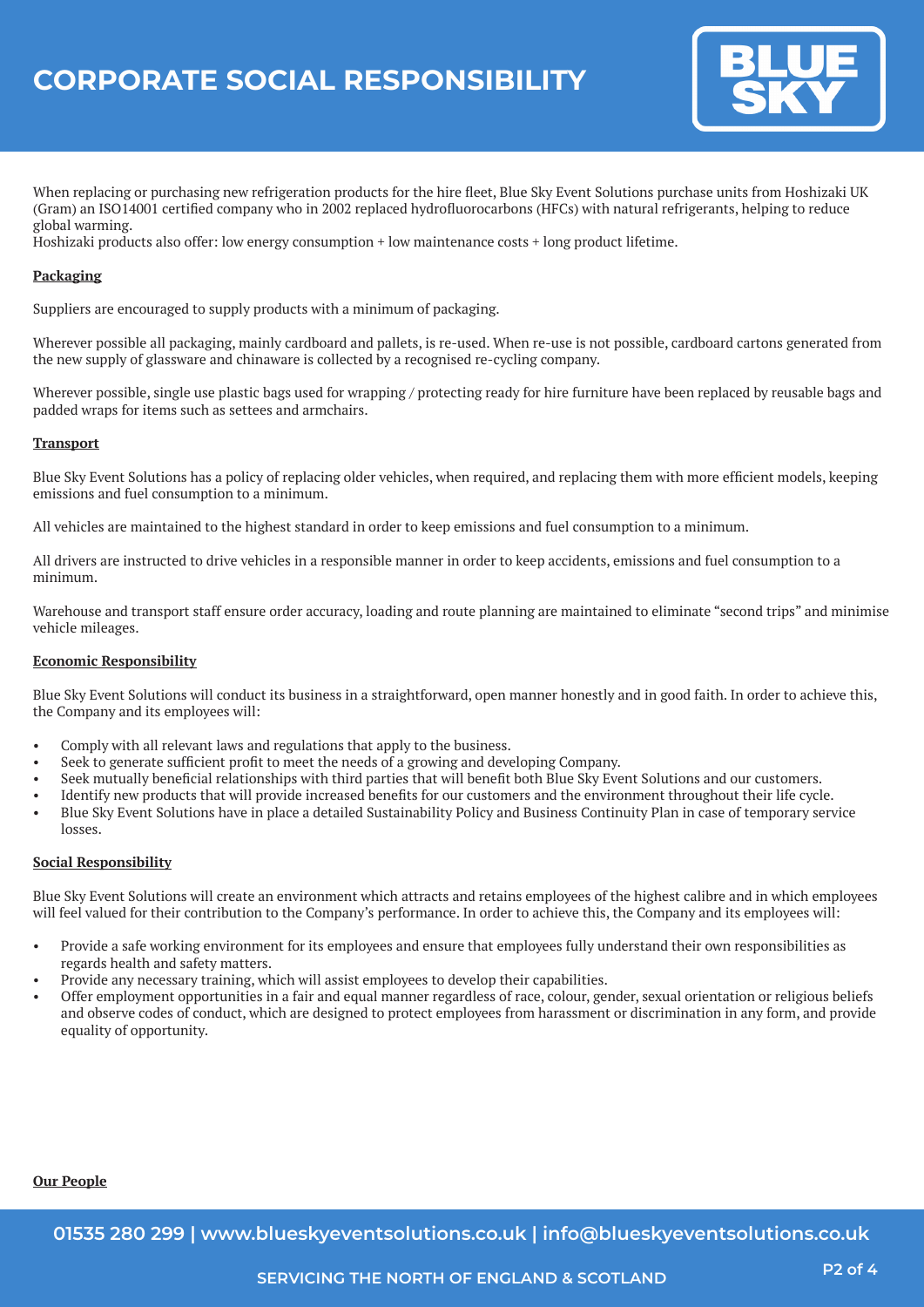When replacing or purchasing new refrigeration products for the hire fleet, Blue Sky Event Solutions purchase units from Hoshizaki UK (Gram) an ISO14001 certified company who in 2002 replaced hydrofluorocarbons (HFCs) with natural refrigerants, helping to reduce global warming.
Hoshizaki products also offer: low energy consumption + low maintenance costs + long product lifetime.

**Packaging**

Suppliers are encouraged to supply products with a minimum of packaging.

Wherever possible all packaging, mainly cardboard and pallets, is re-used. When re-use is not possible, cardboard cartons generated from the new supply of glassware and chinaware is collected by a recognised re-cycling company.

Wherever possible, single use plastic bags used for wrapping / protecting ready for hire furniture have been replaced by reusable bags and padded wraps for items such as settees and armchairs.

**Transport**

Blue Sky Event Solutions has a policy of replacing older vehicles, when required, and replacing them with more efficient models, keeping emissions and fuel consumption to a minimum.

All vehicles are maintained to the highest standard in order to keep emissions and fuel consumption to a minimum.

All drivers are instructed to drive vehicles in a responsible manner in order to keep accidents, emissions and fuel consumption to a minimum.

Warehouse and transport staff ensure order accuracy, loading and route planning are maintained to eliminate "second trips" and minimise vehicle mileages.

**Economic Responsibility**

Blue Sky Event Solutions will conduct its business in a straightforward, open manner honestly and in good faith. In order to achieve this, the Company and its employees will:

- Comply with all relevant laws and regulations that apply to the business.
- Seek to generate sufficient profit to meet the needs of a growing and developing Company.
- Seek mutually beneficial relationships with third parties that will benefit both Blue Sky Event Solutions and our customers.
- Identify new products that will provide increased benefits for our customers and the environment throughout their life cycle.
- Blue Sky Event Solutions have in place a detailed Sustainability Policy and Business Continuity Plan in case of temporary service losses.

**Social Responsibility**

Blue Sky Event Solutions will create an environment which attracts and retains employees of the highest calibre and in which employees will feel valued for their contribution to the Company's performance. In order to achieve this, the Company and its employees will:

- Provide a safe working environment for its employees and ensure that employees fully understand their own responsibilities as regards health and safety matters.
- Provide any necessary training, which will assist employees to develop their capabilities.
- Offer employment opportunities in a fair and equal manner regardless of race, colour, gender, sexual orientation or religious beliefs and observe codes of conduct, which are designed to protect employees from harassment or discrimination in any form, and provide equality of opportunity.

**Our People**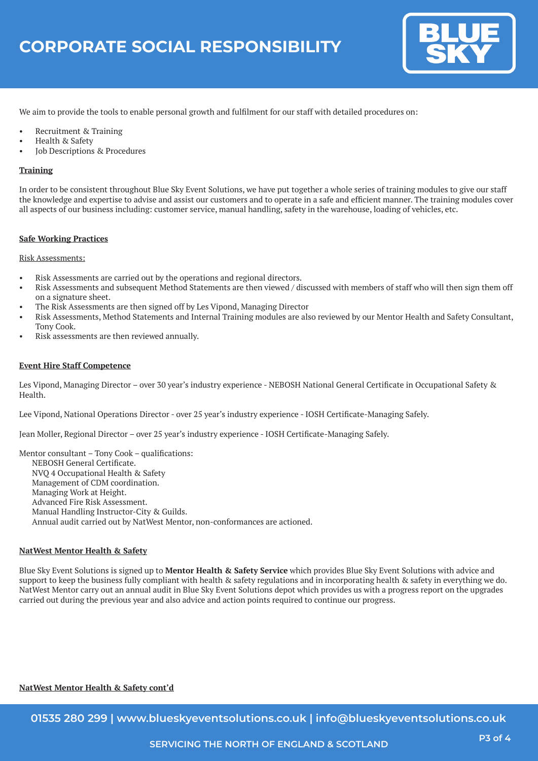# CORPORATE SOCIAL RESPONSIBILITY

We aim to provide the tools to enable personal growth and fulfilment for our staff with detailed procedures on:

- Recruitment & Training
- Health & Safety
- Job Descriptions & Procedures

**Training**

In order to be consistent throughout Blue Sky Event Solutions, we have put together a whole series of training modules to give our staff the knowledge and expertise to advise and assist our customers and to operate in a safe and efficient manner. The training modules cover all aspects of our business including: customer service, manual handling, safety in the warehouse, loading of vehicles, etc.

**Safe Working Practices**

Risk Assessments:

- Risk Assessments are carried out by the operations and regional directors.
- Risk Assessments and subsequent Method Statements are then viewed / discussed with members of staff who will then sign them off on a signature sheet.
- The Risk Assessments are then signed off by Les Vipond, Managing Director
- Risk Assessments, Method Statements and Internal Training modules are also reviewed by our Mentor Health and Safety Consultant, Tony Cook.
- Risk assessments are then reviewed annually.

**Event Hire Staff Competence**

Les Vipond, Managing Director – over 30 year's industry experience - NEBOSH National General Certificate in Occupational Safety & Health.

Lee Vipond, National Operations Director - over 25 year's industry experience - IOSH Certificate-Managing Safely.

Jean Moller, Regional Director – over 25 year's industry experience - IOSH Certificate-Managing Safely.

Mentor consultant – Tony Cook – qualifications:
NEBOSH General Certificate.
NVQ 4 Occupational Health & Safety
Management of CDM coordination.
Managing Work at Height.
Advanced Fire Risk Assessment.
Manual Handling Instructor-City & Guilds.
Annual audit carried out by NatWest Mentor, non-conformances are actioned.

**NatWest Mentor Health & Safety**

Blue Sky Event Solutions is signed up to **Mentor Health & Safety Service** which provides Blue Sky Event Solutions with advice and support to keep the business fully compliant with health & safety regulations and in incorporating health & safety in everything we do. NatWest Mentor carry out an annual audit in Blue Sky Event Solutions depot which provides us with a progress report on the upgrades carried out during the previous year and also advice and action points required to continue our progress.

**NatWest Mentor Health & Safety cont'd**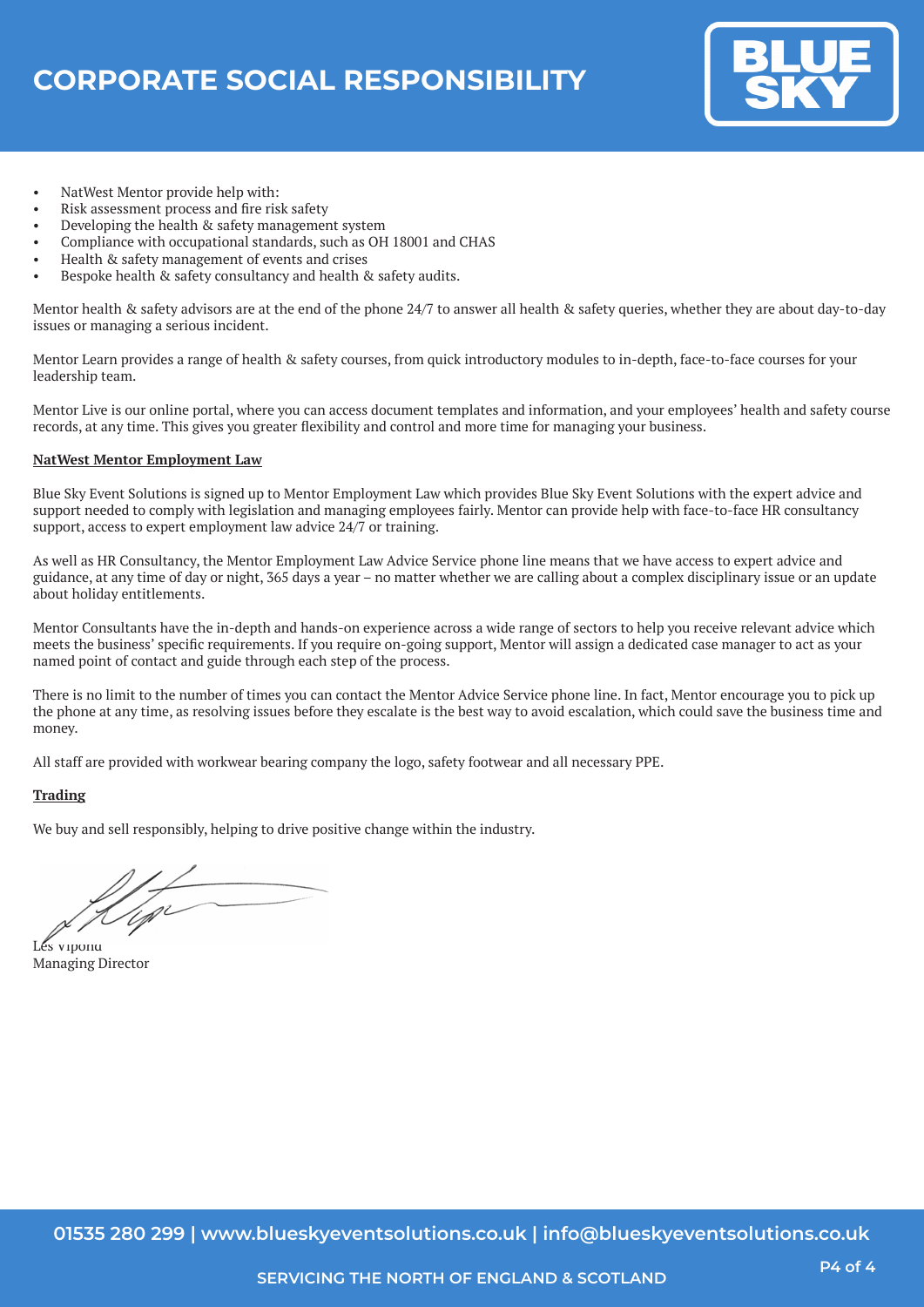# CORPORATE SOCIAL RESPONSIBILITY

- NatWest Mentor provide help with:
- Risk assessment process and fire risk safety
- Developing the health & safety management system
- Compliance with occupational standards, such as OH 18001 and CHAS
- Health & safety management of events and crises
- Bespoke health & safety consultancy and health & safety audits.

Mentor health & safety advisors are at the end of the phone 24/7 to answer all health & safety queries, whether they are about day-to-day issues or managing a serious incident.

Mentor Learn provides a range of health & safety courses, from quick introductory modules to in-depth, face-to-face courses for your leadership team.

Mentor Live is our online portal, where you can access document templates and information, and your employees' health and safety course records, at any time. This gives you greater flexibility and control and more time for managing your business.

**NatWest Mentor Employment Law**

Blue Sky Event Solutions is signed up to Mentor Employment Law which provides Blue Sky Event Solutions with the expert advice and support needed to comply with legislation and managing employees fairly. Mentor can provide help with face-to-face HR consultancy support, access to expert employment law advice 24/7 or training.

As well as HR Consultancy, the Mentor Employment Law Advice Service phone line means that we have access to expert advice and guidance, at any time of day or night, 365 days a year – no matter whether we are calling about a complex disciplinary issue or an update about holiday entitlements.

Mentor Consultants have the in-depth and hands-on experience across a wide range of sectors to help you receive relevant advice which meets the business' specific requirements. If you require on-going support, Mentor will assign a dedicated case manager to act as your named point of contact and guide through each step of the process.

There is no limit to the number of times you can contact the Mentor Advice Service phone line. In fact, Mentor encourage you to pick up the phone at any time, as resolving issues before they escalate is the best way to avoid escalation, which could save the business time and money.

All staff are provided with workwear bearing company the logo, safety footwear and all necessary PPE.

**Trading**

We buy and sell responsibly, helping to drive positive change within the industry.

Les Vipond
Managing Director

01535 280 299 | www.blueskyeventsolutions.co.uk | info@blueskyeventsolutions.co.uk

SERVICING THE NORTH OF ENGLAND & SCOTLAND